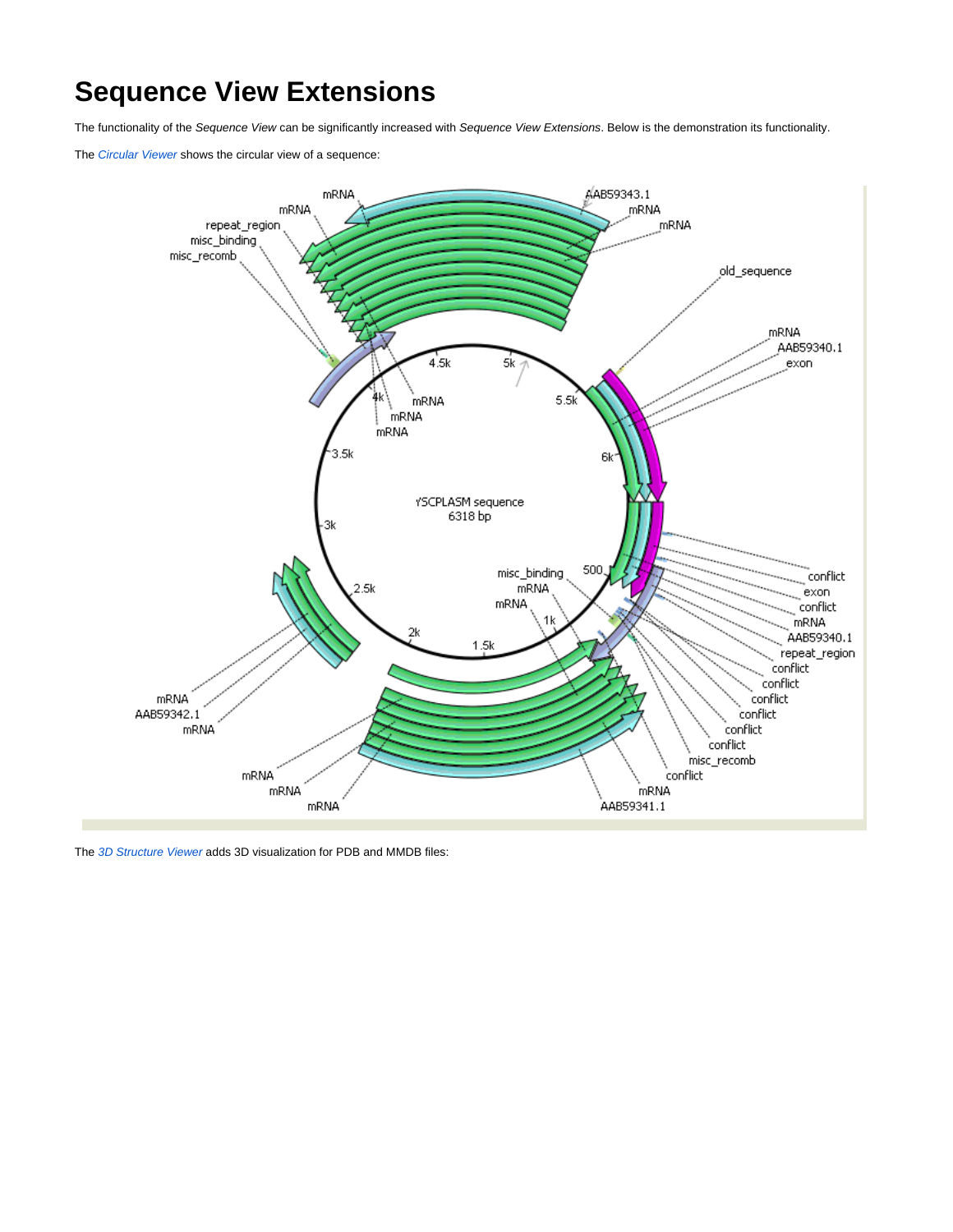# Sequence View Extensions

The functionality of the *Sequence View* can be significantly increased with *Sequence View Extensions*. Below is the demonstration its functionality.

The *Circular Viewer* shows the circular view of a sequence:

The *3D Structure Viewer* adds 3D visualization for PDB and MMDB files: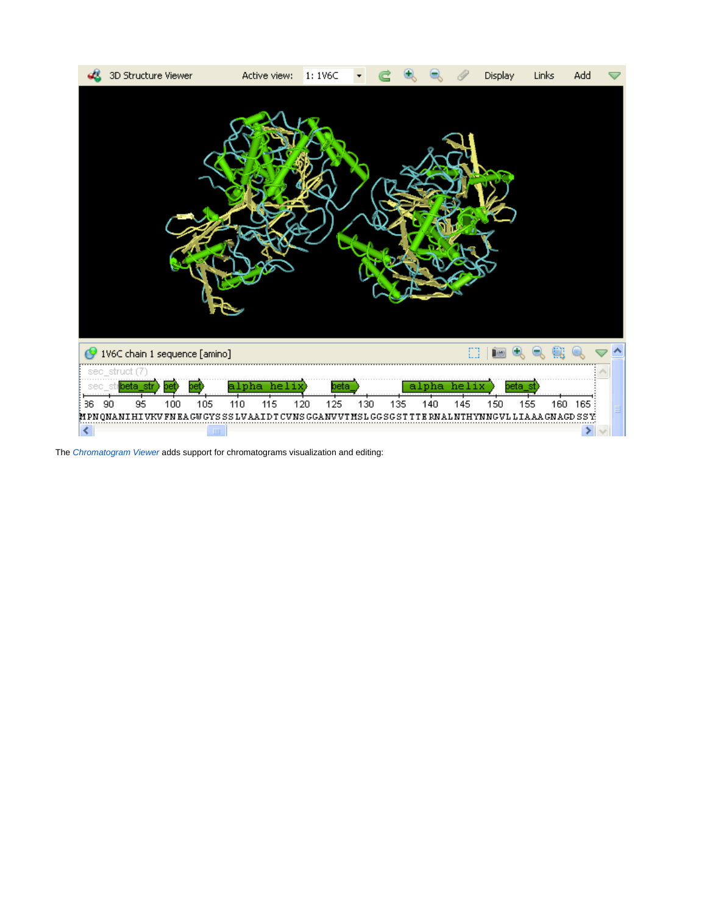The *Chromatogram Viewer* adds support for chromatograms visualization and editing: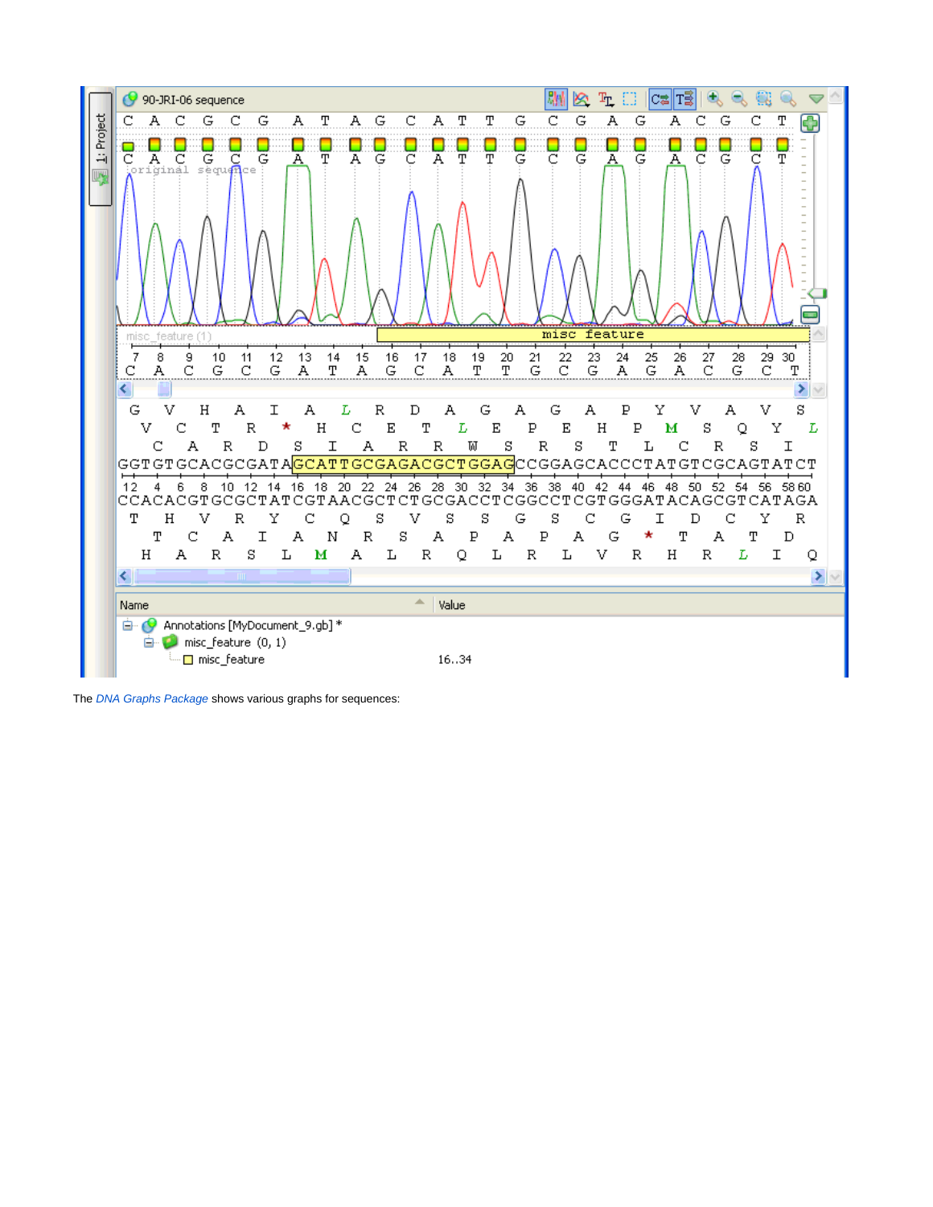The *DNA Graphs Package* shows various graphs for sequences: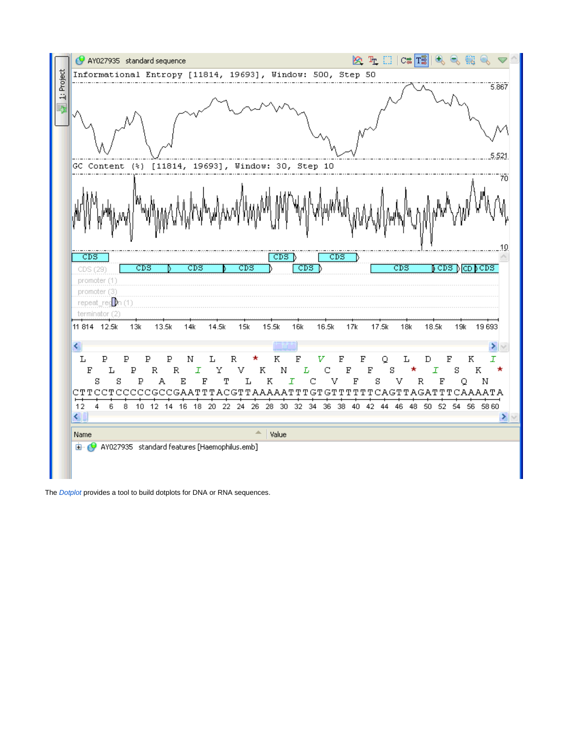The *Dotplot* provides a tool to build dotplots for DNA or RNA sequences.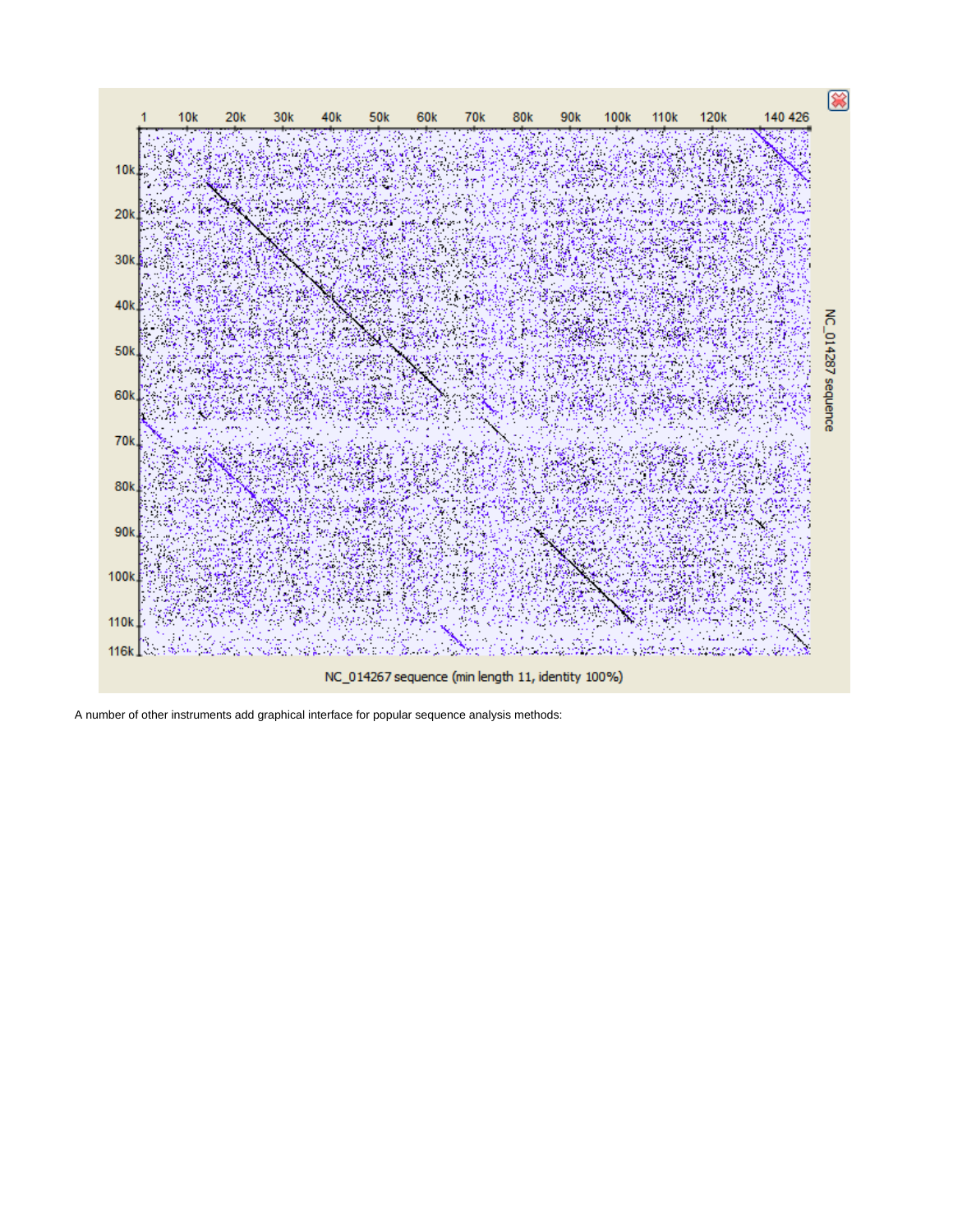A number of other instruments add graphical interface for popular sequence analysis methods: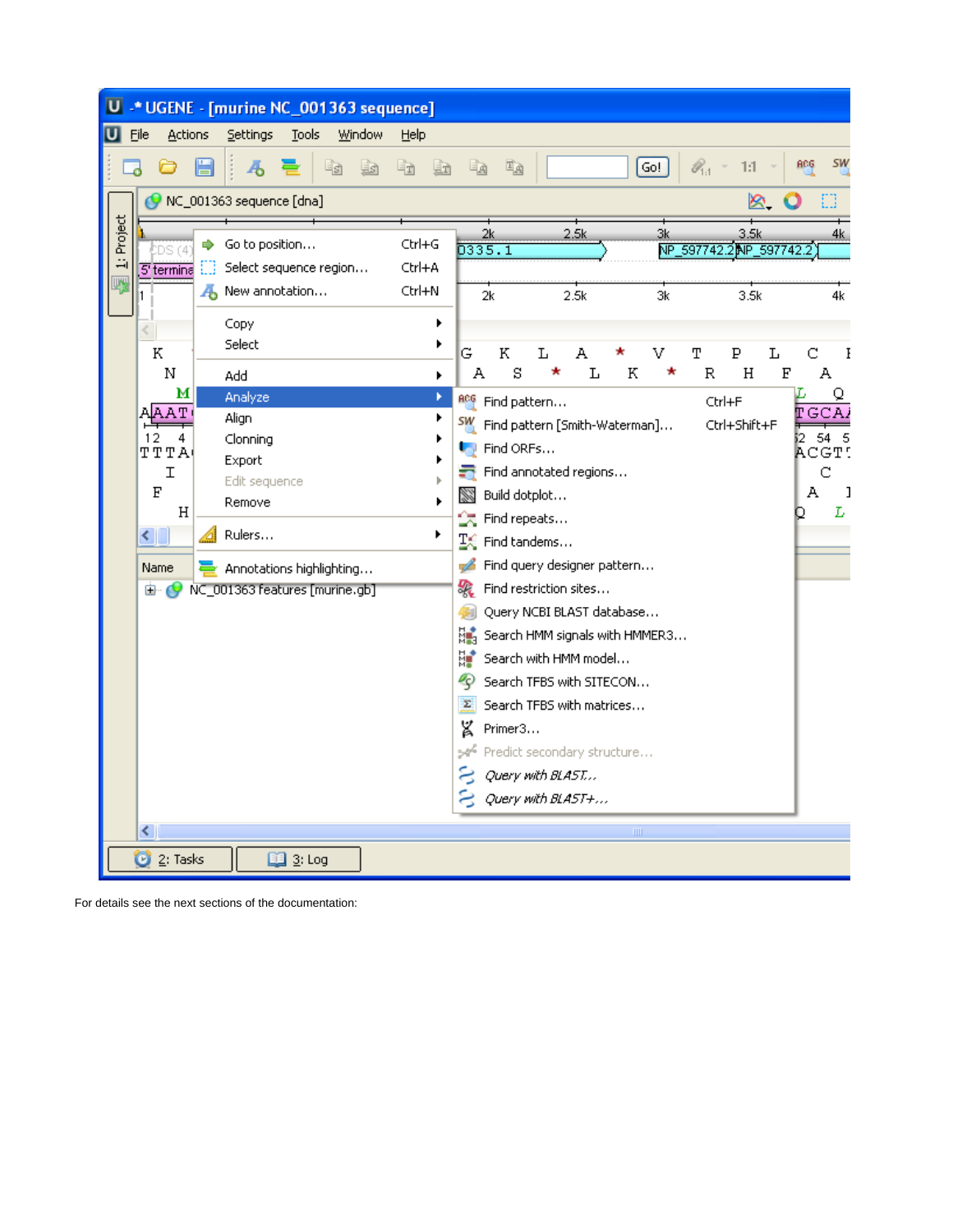For details see the next sections of the documentation: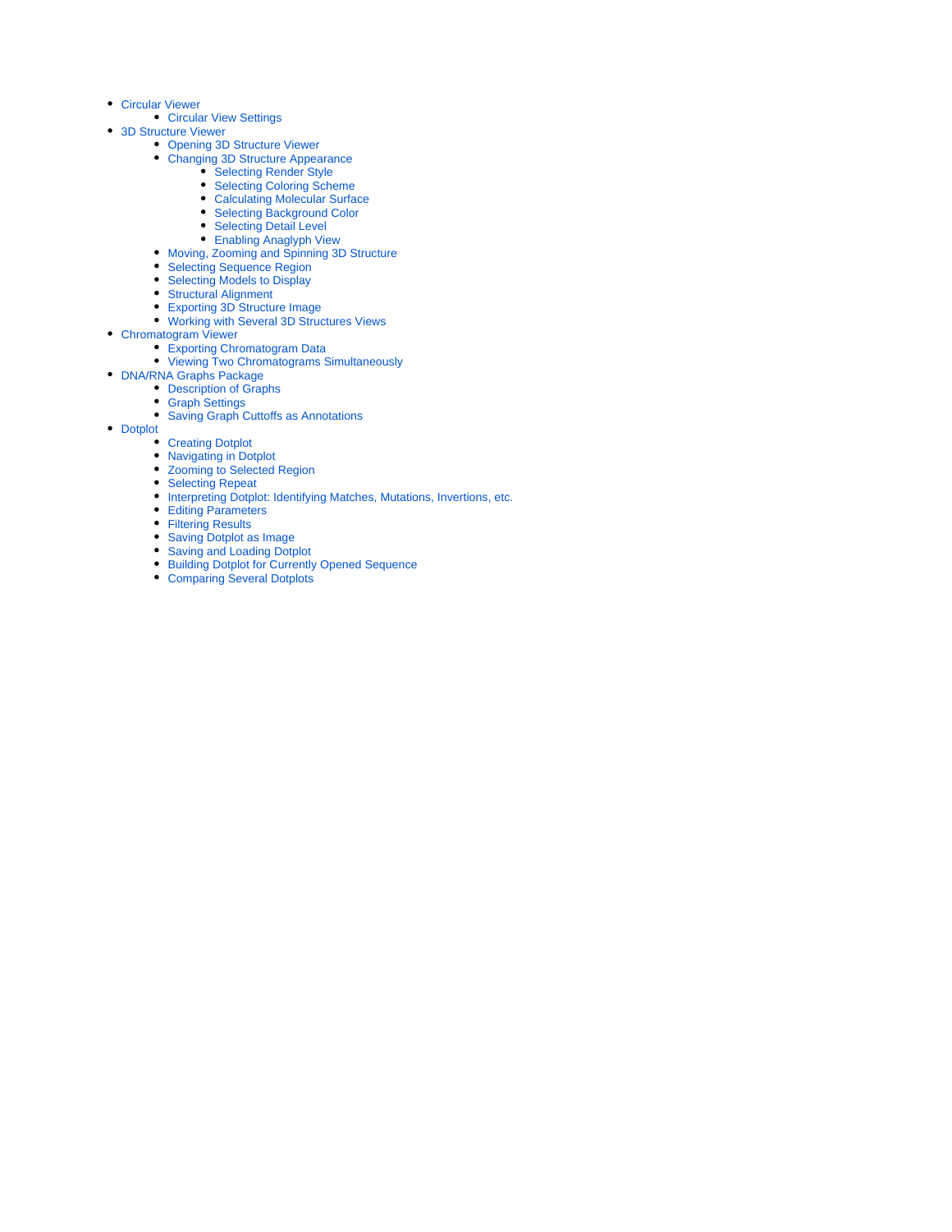- Circular Viewer
  - Circular View Settings
- 3D Structure Viewer
  - Opening 3D Structure Viewer
  - Changing 3D Structure Appearance
    - Selecting Render Style
    - Selecting Coloring Scheme
    - Calculating Molecular Surface
    - Selecting Background Color
    - Selecting Detail Level
    - Enabling Anaglyph View
  - Moving, Zooming and Spinning 3D Structure
  - Selecting Sequence Region
  - Selecting Models to Display
  - Structural Alignment
  - Exporting 3D Structure Image
  - Working with Several 3D Structures Views
- Chromatogram Viewer
  - Exporting Chromatogram Data
  - Viewing Two Chromatograms Simultaneously
- DNA/RNA Graphs Package
  - Description of Graphs
  - Graph Settings
  - Saving Graph Cuttoffs as Annotations
- Dotplot
  - Creating Dotplot
  - Navigating in Dotplot
  - Zooming to Selected Region
  - Selecting Repeat
  - Interpreting Dotplot: Identifying Matches, Mutations, Invertions, etc.
  - Editing Parameters
  - Filtering Results
  - Saving Dotplot as Image
  - Saving and Loading Dotplot
  - Building Dotplot for Currently Opened Sequence
  - Comparing Several Dotplots